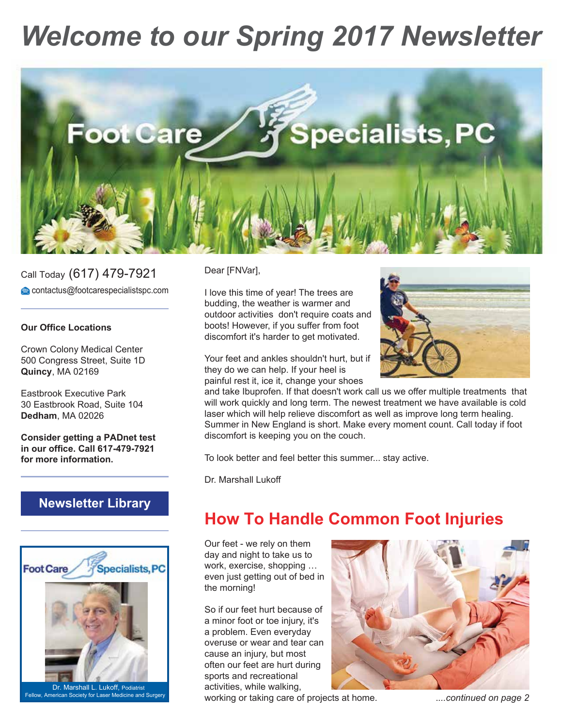# Welcome to our Spring 2017 Newsletter

Foot Care Specialists, PC

Call Today (617) 479-7921

contactus@footcarespecialistspc.com

**Our Office Locations**

Crown Colony Medical Center
500 Congress Street, Suite 1D
**Quincy**, MA 02169

Eastbrook Executive Park
30 Eastbrook Road, Suite 104
**Dedham**, MA 02026

**Consider getting a PADnet test in our office. Call 617-479-7921 for more information.**

**Newsletter Library**

Foot Care Specialists, PC

Dr. Marshall L. Lukoff, Podiatrist
Fellow, American Society for Laser Medicine and Surgery

Dear [FNVar],

I love this time of year! The trees are budding, the weather is warmer and outdoor activities don't require coats and boots! However, if you suffer from foot discomfort it's harder to get motivated.

Your feet and ankles shouldn't hurt, but if they do we can help. If your heel is painful rest it, ice it, change your shoes and take Ibuprofen. If that doesn't work call us we offer multiple treatments that will work quickly and long term. The newest treatment we have available is cold laser which will help relieve discomfort as well as improve long term healing. Summer in New England is short. Make every moment count. Call today if foot discomfort is keeping you on the couch.

To look better and feel better this summer... stay active.

Dr. Marshall Lukoff

## How To Handle Common Foot Injuries

Our feet - we rely on them day and night to take us to work, exercise, shopping … even just getting out of bed in the morning!

So if our feet hurt because of a minor foot or toe injury, it's a problem. Even everyday overuse or wear and tear can cause an injury, but most often our feet are hurt during sports and recreational activities, while walking, working or taking care of projects at home.

*....continued on page 2*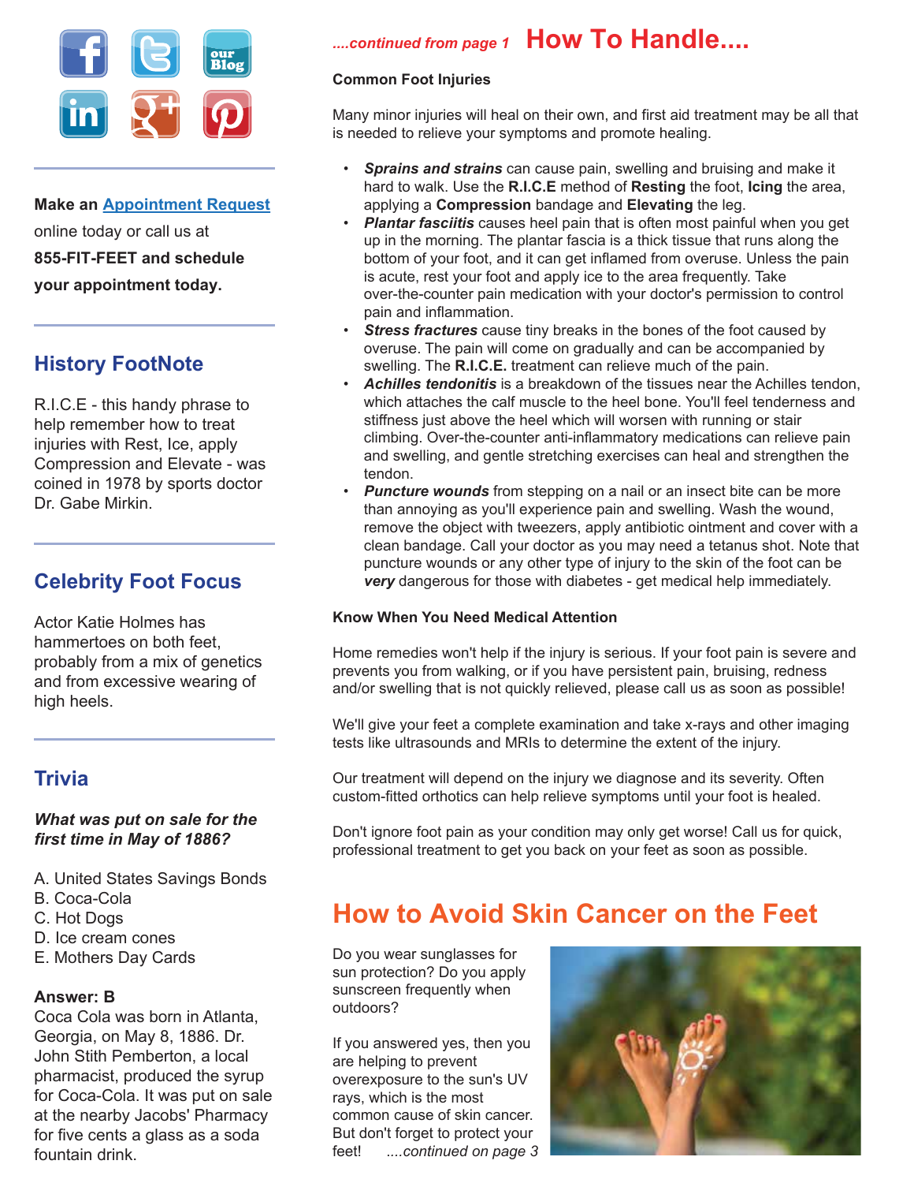Make an Appointment Request online today or call us at **855-FIT-FEET and schedule your appointment today.**

## History FootNote

R.I.C.E - this handy phrase to help remember how to treat injuries with Rest, Ice, apply Compression and Elevate - was coined in 1978 by sports doctor Dr. Gabe Mirkin.

## Celebrity Foot Focus

Actor Katie Holmes has hammertoes on both feet, probably from a mix of genetics and from excessive wearing of high heels.

## Trivia

***What was put on sale for the first time in May of 1886?***

A. United States Savings Bonds
B. Coca-Cola
C. Hot Dogs
D. Ice cream cones
E. Mothers Day Cards

**Answer: B**
Coca Cola was born in Atlanta, Georgia, on May 8, 1886. Dr. John Stith Pemberton, a local pharmacist, produced the syrup for Coca-Cola. It was put on sale at the nearby Jacobs' Pharmacy for five cents a glass as a soda fountain drink.

*....continued from page 1*

## How To Handle....

**Common Foot Injuries**

Many minor injuries will heal on their own, and first aid treatment may be all that is needed to relieve your symptoms and promote healing.

- ***Sprains and strains*** can cause pain, swelling and bruising and make it hard to walk. Use the **R.I.C.E** method of **Resting** the foot, **Icing** the area, applying a **Compression** bandage and **Elevating** the leg.
- ***Plantar fasciitis*** causes heel pain that is often most painful when you get up in the morning. The plantar fascia is a thick tissue that runs along the bottom of your foot, and it can get inflamed from overuse. Unless the pain is acute, rest your foot and apply ice to the area frequently. Take over-the-counter pain medication with your doctor's permission to control pain and inflammation.
- ***Stress fractures*** cause tiny breaks in the bones of the foot caused by overuse. The pain will come on gradually and can be accompanied by swelling. The **R.I.C.E.** treatment can relieve much of the pain.
- ***Achilles tendonitis*** is a breakdown of the tissues near the Achilles tendon, which attaches the calf muscle to the heel bone. You'll feel tenderness and stiffness just above the heel which will worsen with running or stair climbing. Over-the-counter anti-inflammatory medications can relieve pain and swelling, and gentle stretching exercises can heal and strengthen the tendon.
- ***Puncture wounds*** from stepping on a nail or an insect bite can be more than annoying as you'll experience pain and swelling. Wash the wound, remove the object with tweezers, apply antibiotic ointment and cover with a clean bandage. Call your doctor as you may need a tetanus shot. Note that puncture wounds or any other type of injury to the skin of the foot can be ***very*** dangerous for those with diabetes - get medical help immediately.

**Know When You Need Medical Attention**

Home remedies won't help if the injury is serious. If your foot pain is severe and prevents you from walking, or if you have persistent pain, bruising, redness and/or swelling that is not quickly relieved, please call us as soon as possible!

We'll give your feet a complete examination and take x-rays and other imaging tests like ultrasounds and MRIs to determine the extent of the injury.

Our treatment will depend on the injury we diagnose and its severity. Often custom-fitted orthotics can help relieve symptoms until your foot is healed.

Don't ignore foot pain as your condition may only get worse! Call us for quick, professional treatment to get you back on your feet as soon as possible.

## How to Avoid Skin Cancer on the Feet

Do you wear sunglasses for sun protection? Do you apply sunscreen frequently when outdoors?

If you answered yes, then you are helping to prevent overexposure to the sun's UV rays, which is the most common cause of skin cancer. But don't forget to protect your feet! *....continued on page 3*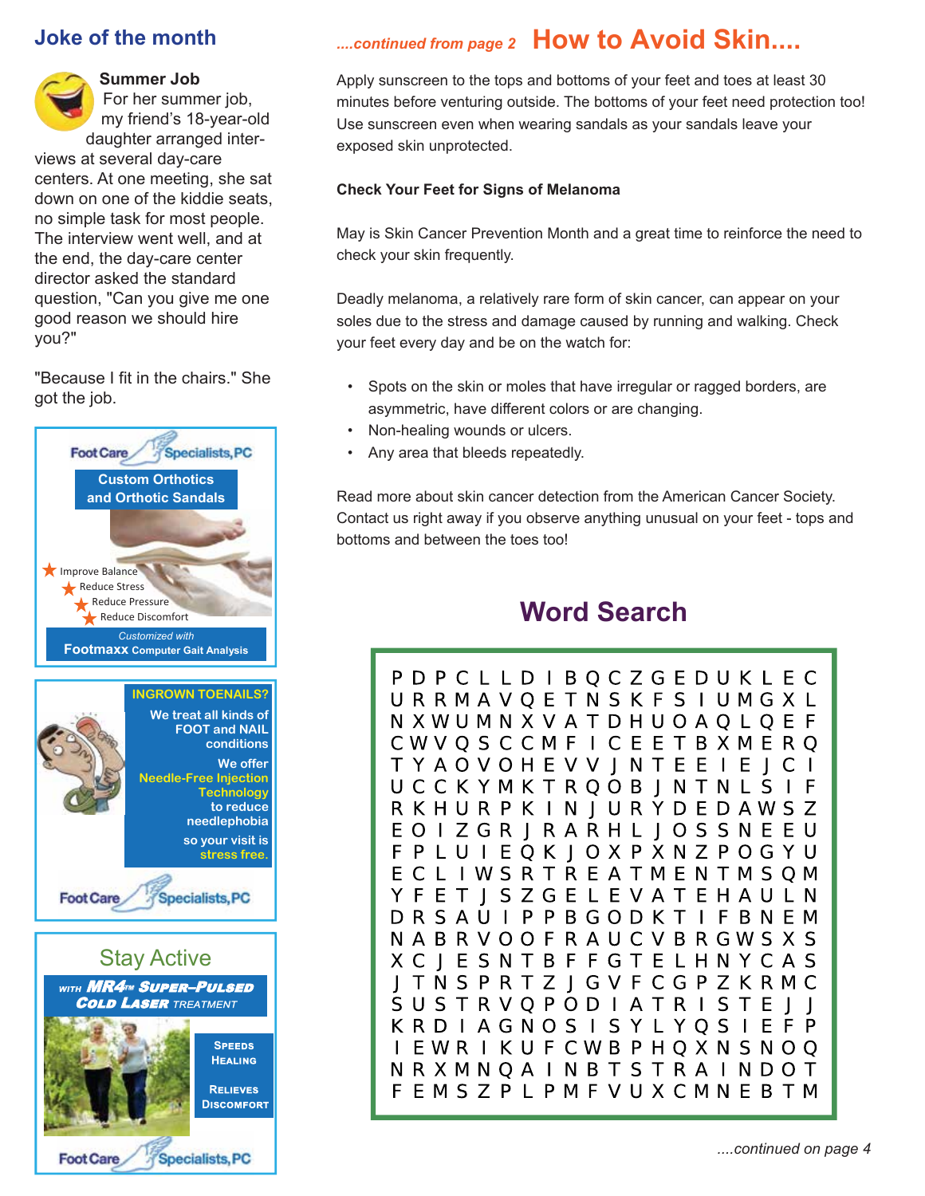## Joke of the month

**Summer Job**

For her summer job, my friend's 18-year-old daughter arranged interviews at several day-care centers. At one meeting, she sat down on one of the kiddie seats, no simple task for most people. The interview went well, and at the end, the day-care center director asked the standard question, "Can you give me one good reason we should hire you?"

"Because I fit in the chairs." She got the job.

Foot Care Specialists, PC

**Custom Orthotics and Orthotic Sandals**

- Improve Balance
- Reduce Stress
- Reduce Pressure
- Reduce Discomfort

*Customized with* **Footmaxx** Computer Gait Analysis

**INGROWN TOENAILS?**

We treat all kinds of FOOT and NAIL conditions

We offer Needle-Free Injection Technology to reduce needlephobia so your visit is stress free.

Foot Care Specialists, PC

**Stay Active**

WITH MR4™ SUPER-PULSED COLD LASER TREATMENT

SPEEDS HEALING

RELIEVES DISCOMFORT

Foot Care Specialists, PC

*....continued from page 2*

## How to Avoid Skin....

Apply sunscreen to the tops and bottoms of your feet and toes at least 30 minutes before venturing outside. The bottoms of your feet need protection too! Use sunscreen even when wearing sandals as your sandals leave your exposed skin unprotected.

**Check Your Feet for Signs of Melanoma**

May is Skin Cancer Prevention Month and a great time to reinforce the need to check your skin frequently.

Deadly melanoma, a relatively rare form of skin cancer, can appear on your soles due to the stress and damage caused by running and walking. Check your feet every day and be on the watch for:

- Spots on the skin or moles that have irregular or ragged borders, are asymmetric, have different colors or are changing.
- Non-healing wounds or ulcers.
- Any area that bleeds repeatedly.

Read more about skin cancer detection from the American Cancer Society. Contact us right away if you observe anything unusual on your feet - tops and bottoms and between the toes too!

## Word Search

```
P D P C L L D I B Q C Z G E D U K L E C
U R R M A V Q E T N S K F S I U M G X L
N X W U M N X V A T D H U O A Q L Q E F
C W V Q S C C M F I C E E T B X M E R Q
T Y A O V O H E V V J N T E E I E J C I
U C C K Y M K T R Q O B J N T N L S I F
R K H U R P K I N J U R Y D E D A W S Z
E O I Z G R J R A R H L J O S S N E E U
F P L U I E Q K J O X P X N Z P O G Y U
E C L I W S R T R E A T M E N T M S Q M
Y F E T J S Z G E L E V A T E H A U L N
D R S A U I P P B G O D K T I F B N E M
N A B R V O O F R A U C V B R G W S X S
X C J E S N T B F F G T E L H N Y C A S
J T N S P R T Z J G V F C G P Z K R M C
S U S T R V Q P O D I A T R I S T E J J
K R D I A G N O S I S Y L Y Q S I E F P
I E W R I K U F C W B P H Q X N S N O Q
N R X M N Q A I N B T S T R A I N D O T
F E M S Z P L P M F V U X C M N E B T M
```

*....continued on page 4*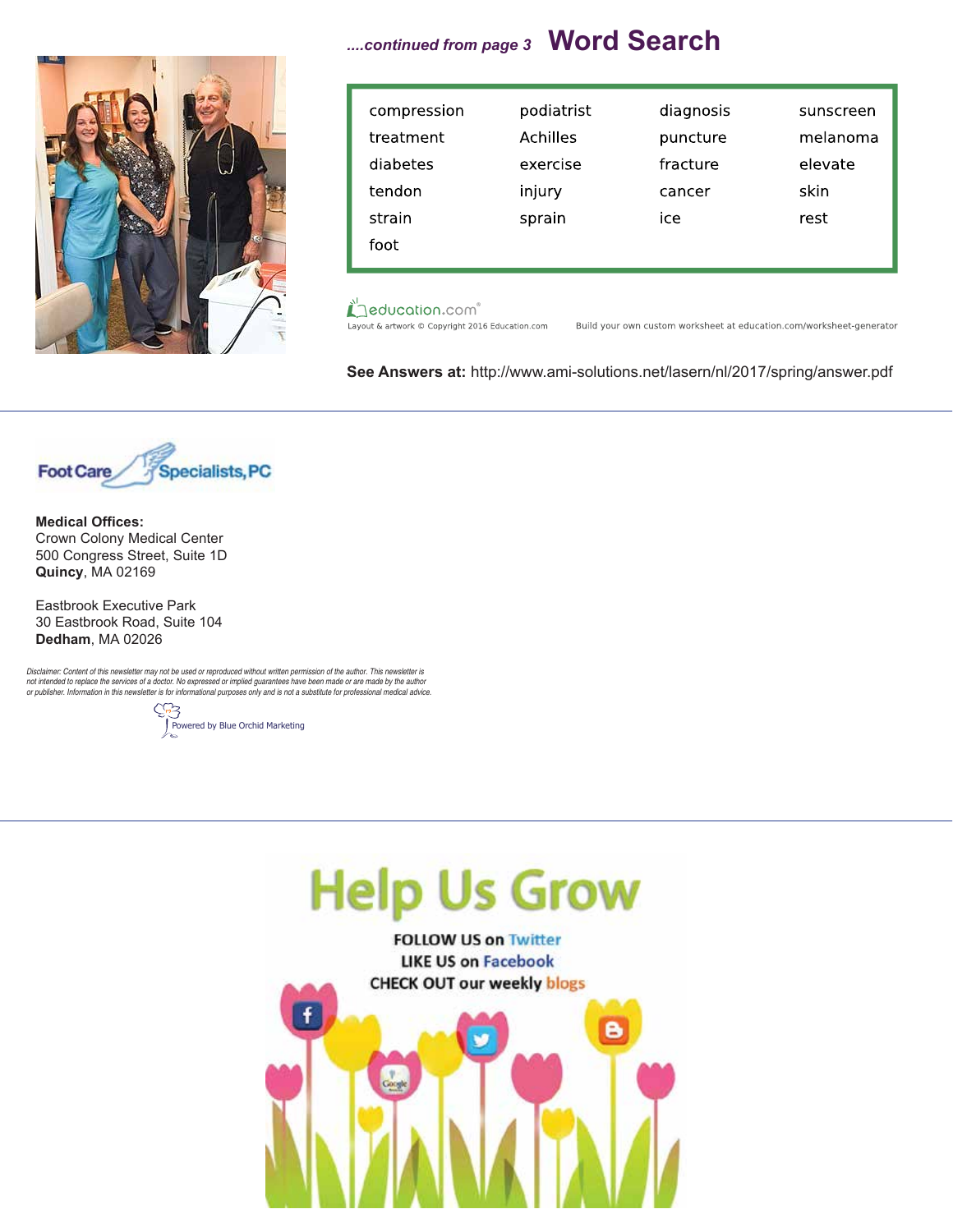*....continued from page 3*

## Word Search

| | | | |
|---|---|---|---|
| compression | podiatrist | diagnosis | sunscreen |
| treatment | Achilles | puncture | melanoma |
| diabetes | exercise | fracture | elevate |
| tendon | injury | cancer | skin |
| strain | sprain | ice | rest |
| foot | | | |

education.com®

Layout & artwork © Copyright 2016 Education.com

Build your own custom worksheet at education.com/worksheet-generator

**See Answers at:** http://www.ami-solutions.net/lasern/nl/2017/spring/answer.pdf

Foot Care Specialists, PC

**Medical Offices:**
Crown Colony Medical Center
500 Congress Street, Suite 1D
**Quincy**, MA 02169

Eastbrook Executive Park
30 Eastbrook Road, Suite 104
**Dedham**, MA 02026

*Disclaimer: Content of this newsletter may not be used or reproduced without written permission of the author. This newsletter is not intended to replace the services of a doctor. No expressed or implied guarantees have been made or are made by the author or publisher. Information in this newsletter is for informational purposes only and is not a substitute for professional medical advice.*

Powered by Blue Orchid Marketing

# Help Us Grow

FOLLOW US on Twitter
LIKE US on Facebook
CHECK OUT our weekly blogs